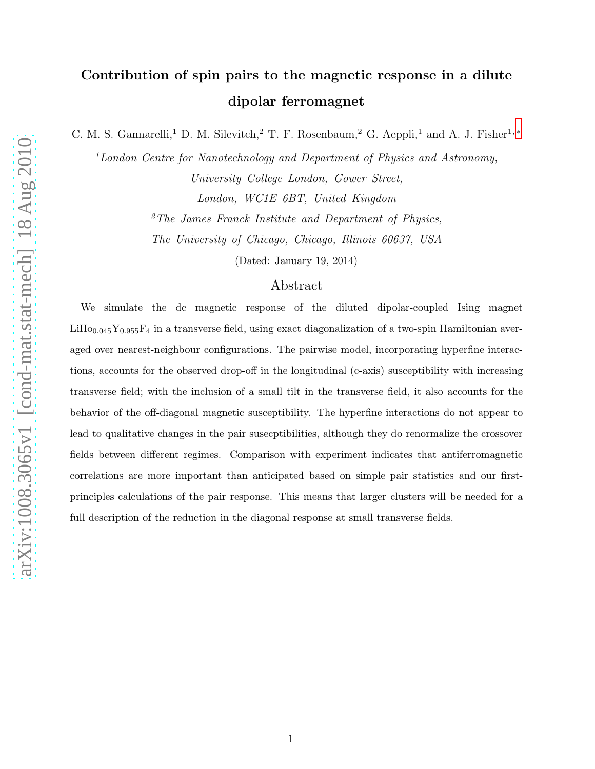# Contribution of spin pairs to the magnetic response in a dilute dipolar ferromagnet

C. M. S. Gannarelli,[1] D. M. Silevitch,[2] T. F. Rosenbaum,[2] G. Aeppli,[1] and A. J. Fisher[1,*]

[1] *London Centre for Nanotechnology and Department of Physics and Astronomy, University College London, Gower Street, London, WC1E 6BT, United Kingdom*

[2] *The James Franck Institute and Department of Physics, The University of Chicago, Chicago, Illinois 60637, USA*

(Dated: January 19, 2014)

## Abstract

We simulate the dc magnetic response of the diluted dipolar-coupled Ising magnet $LiHo_{0.045}Y_{0.955}F_4$ in a transverse field, using exact diagonalization of a two-spin Hamiltonian averaged over nearest-neighbour configurations. The pairwise model, incorporating hyperfine interactions, accounts for the observed drop-off in the longitudinal (c-axis) susceptibility with increasing transverse field; with the inclusion of a small tilt in the transverse field, it also accounts for the behavior of the off-diagonal magnetic susceptibility. The hyperfine interactions do not appear to lead to qualitative changes in the pair susecptibilities, although they do renormalize the crossover fields between different regimes. Comparison with experiment indicates that antiferromagnetic correlations are more important than anticipated based on simple pair statistics and our first-principles calculations of the pair response. This means that larger clusters will be needed for a full description of the reduction in the diagonal response at small transverse fields.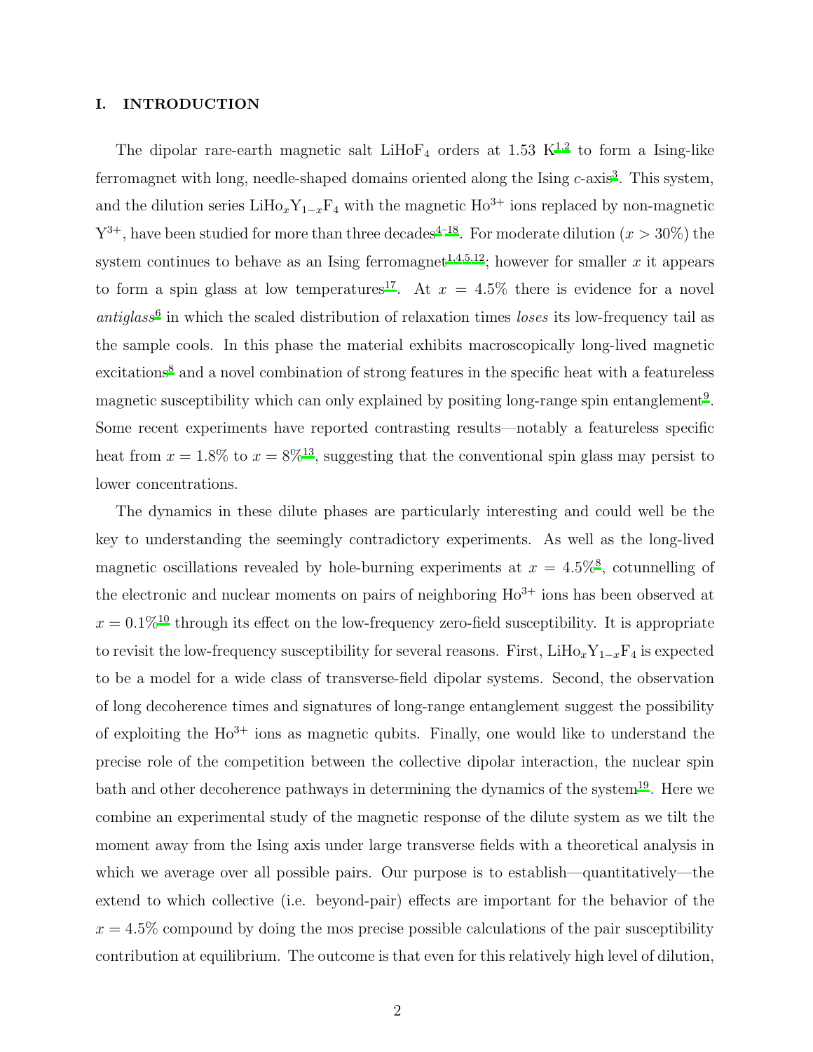## I. INTRODUCTION

The dipolar rare-earth magnetic salt $LiHoF_4$ orders at 1.53 K[1,2] to form a Ising-like ferromagnet with long, needle-shaped domains oriented along the Ising $c$-axis[3]. This system, and the dilution series $LiHo_xY_{1-x}F_4$ with the magnetic $Ho^{3+}$ ions replaced by non-magnetic $Y^{3+}$, have been studied for more than three decades[4–18]. For moderate dilution ($x > 30\%$) the system continues to behave as an Ising ferromagnet[1,4,5,12]; however for smaller $x$ it appears to form a spin glass at low temperatures[17]. At $x = 4.5\%$ there is evidence for a novel *antiglass*[6] in which the scaled distribution of relaxation times *loses* its low-frequency tail as the sample cools. In this phase the material exhibits macroscopically long-lived magnetic excitations[8] and a novel combination of strong features in the specific heat with a featureless magnetic susceptibility which can only explained by positing long-range spin entanglement[9]. Some recent experiments have reported contrasting results—notably a featureless specific heat from $x = 1.8\%$ to $x = 8\%$[13], suggesting that the conventional spin glass may persist to lower concentrations.

The dynamics in these dilute phases are particularly interesting and could well be the key to understanding the seemingly contradictory experiments. As well as the long-lived magnetic oscillations revealed by hole-burning experiments at $x = 4.5\%$[8], cotunnelling of the electronic and nuclear moments on pairs of neighboring $Ho^{3+}$ ions has been observed at $x = 0.1\%$[10] through its effect on the low-frequency zero-field susceptibility. It is appropriate to revisit the low-frequency susceptibility for several reasons. First, $LiHo_xY_{1-x}F_4$ is expected to be a model for a wide class of transverse-field dipolar systems. Second, the observation of long decoherence times and signatures of long-range entanglement suggest the possibility of exploiting the $Ho^{3+}$ ions as magnetic qubits. Finally, one would like to understand the precise role of the competition between the collective dipolar interaction, the nuclear spin bath and other decoherence pathways in determining the dynamics of the system[19]. Here we combine an experimental study of the magnetic response of the dilute system as we tilt the moment away from the Ising axis under large transverse fields with a theoretical analysis in which we average over all possible pairs. Our purpose is to establish—quantitatively—the extend to which collective (i.e. beyond-pair) effects are important for the behavior of the $x = 4.5\%$ compound by doing the mos precise possible calculations of the pair susceptibility contribution at equilibrium. The outcome is that even for this relatively high level of dilution,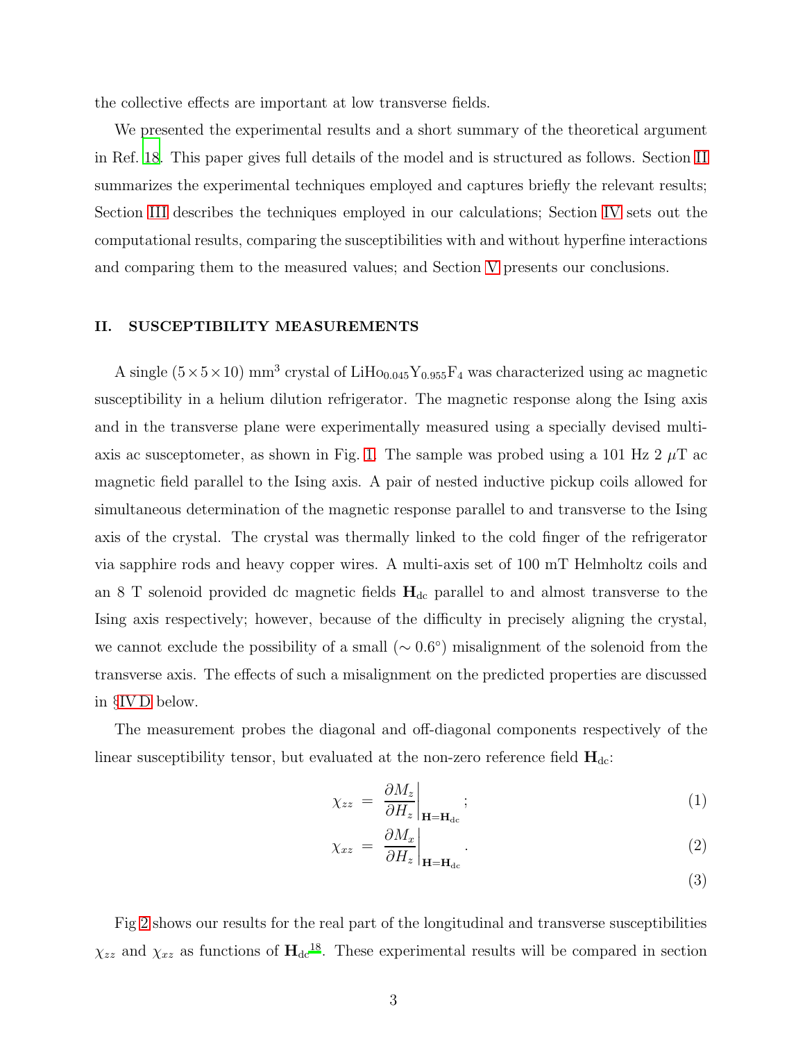the collective effects are important at low transverse fields.

We presented the experimental results and a short summary of the theoretical argument in Ref. 18. This paper gives full details of the model and is structured as follows. Section II summarizes the experimental techniques employed and captures briefly the relevant results; Section III describes the techniques employed in our calculations; Section IV sets out the computational results, comparing the susceptibilities with and without hyperfine interactions and comparing them to the measured values; and Section V presents our conclusions.

## II. SUSCEPTIBILITY MEASUREMENTS

A single $(5\times5\times10)$ mm$^3$ crystal of $\mathrm{LiHo_{0.045}Y_{0.955}F_4}$ was characterized using ac magnetic susceptibility in a helium dilution refrigerator. The magnetic response along the Ising axis and in the transverse plane were experimentally measured using a specially devised multi-axis ac susceptometer, as shown in Fig. 1. The sample was probed using a 101 Hz 2 $\mu$T ac magnetic field parallel to the Ising axis. A pair of nested inductive pickup coils allowed for simultaneous determination of the magnetic response parallel to and transverse to the Ising axis of the crystal. The crystal was thermally linked to the cold finger of the refrigerator via sapphire rods and heavy copper wires. A multi-axis set of 100 mT Helmholtz coils and an 8 T solenoid provided dc magnetic fields $\mathbf{H}_{\mathrm{dc}}$ parallel to and almost transverse to the Ising axis respectively; however, because of the difficulty in precisely aligning the crystal, we cannot exclude the possibility of a small ($\sim 0.6°$) misalignment of the solenoid from the transverse axis. The effects of such a misalignment on the predicted properties are discussed in §IV D below.

The measurement probes the diagonal and off-diagonal components respectively of the linear susceptibility tensor, but evaluated at the non-zero reference field $\mathbf{H}_{\mathrm{dc}}$:

$$\chi_{zz} = \left.\frac{\partial M_z}{\partial H_z}\right|_{\mathbf{H}=\mathbf{H}_{\mathrm{dc}}}; \tag{1}$$

$$\chi_{xz} = \left.\frac{\partial M_x}{\partial H_z}\right|_{\mathbf{H}=\mathbf{H}_{\mathrm{dc}}}. \tag{2}$$

$$\tag{3}$$

Fig 2 shows our results for the real part of the longitudinal and transverse susceptibilities $\chi_{zz}$ and $\chi_{xz}$ as functions of $\mathbf{H}_{\mathrm{dc}}$[18]. These experimental results will be compared in section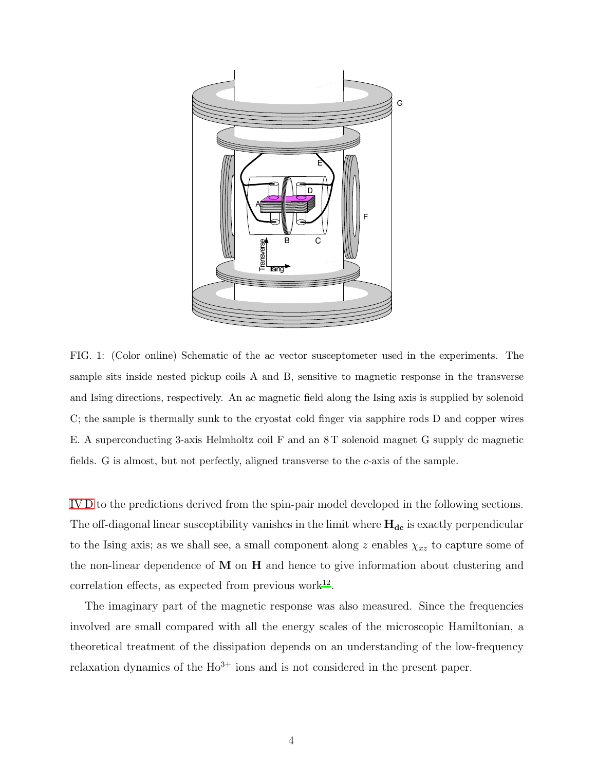G

E

D

A

F

B

C

Transverse

Ising

FIG. 1: (Color online) Schematic of the ac vector susceptometer used in the experiments. The sample sits inside nested pickup coils A and B, sensitive to magnetic response in the transverse and Ising directions, respectively. An ac magnetic field along the Ising axis is supplied by solenoid C; the sample is thermally sunk to the cryostat cold finger via sapphire rods D and copper wires E. A superconducting 3-axis Helmholtz coil F and an 8 T solenoid magnet G supply dc magnetic fields. G is almost, but not perfectly, aligned transverse to the *c*-axis of the sample.

IV D to the predictions derived from the spin-pair model developed in the following sections. The off-diagonal linear susceptibility vanishes in the limit where $\mathbf{H_{dc}}$ is exactly perpendicular to the Ising axis; as we shall see, a small component along $z$ enables $\chi_{xz}$ to capture some of the non-linear dependence of $\mathbf{M}$ on $\mathbf{H}$ and hence to give information about clustering and correlation effects, as expected from previous work[12].

The imaginary part of the magnetic response was also measured. Since the frequencies involved are small compared with all the energy scales of the microscopic Hamiltonian, a theoretical treatment of the dissipation depends on an understanding of the low-frequency relaxation dynamics of the $Ho^{3+}$ ions and is not considered in the present paper.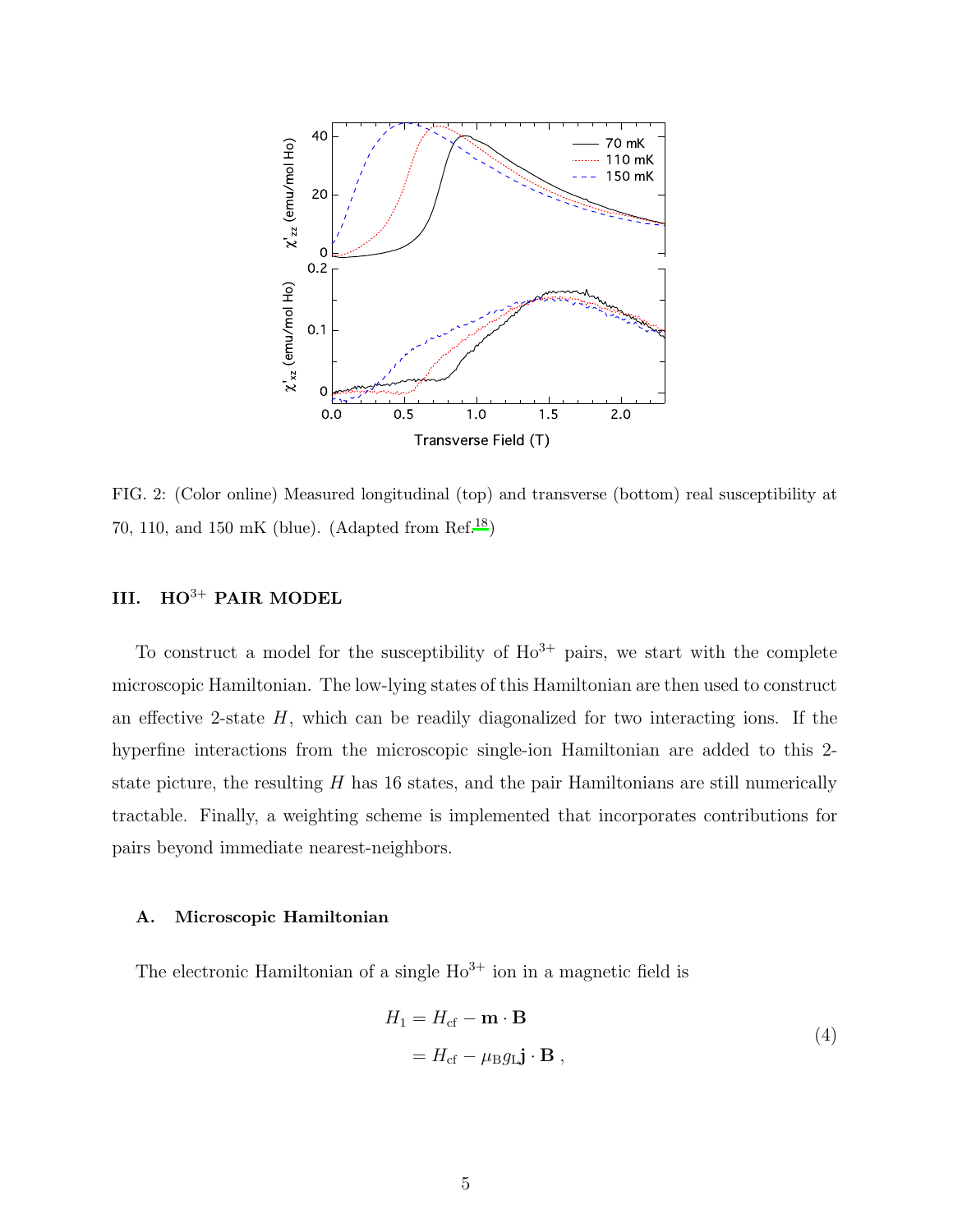FIG. 2: (Color online) Measured longitudinal (top) and transverse (bottom) real susceptibility at 70, 110, and 150 mK (blue). (Adapted from Ref.[18])

## III. HO$^{3+}$ PAIR MODEL

To construct a model for the susceptibility of Ho$^{3+}$ pairs, we start with the complete microscopic Hamiltonian. The low-lying states of this Hamiltonian are then used to construct an effective 2-state $H$, which can be readily diagonalized for two interacting ions. If the hyperfine interactions from the microscopic single-ion Hamiltonian are added to this 2-state picture, the resulting $H$ has 16 states, and the pair Hamiltonians are still numerically tractable. Finally, a weighting scheme is implemented that incorporates contributions for pairs beyond immediate nearest-neighbors.

### A. Microscopic Hamiltonian

The electronic Hamiltonian of a single Ho$^{3+}$ ion in a magnetic field is

$$\begin{aligned} H_1 &= H_{\rm cf} - \mathbf{m} \cdot \mathbf{B} \\ &= H_{\rm cf} - \mu_{\rm B} g_{\rm L} \mathbf{j} \cdot \mathbf{B} \;, \end{aligned} \tag{4}$$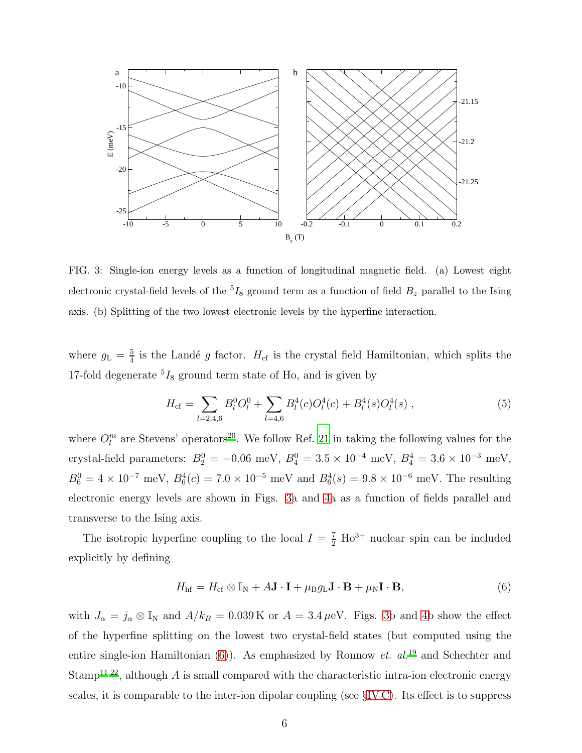a

-10

-15

-20

-25

E (meV)

-10 -5 0 5 10

b

-21.15

-21.2

-21.25

-0.2 -0.1 0 0.1 0.2

$B_z$ (T)

FIG. 3: Single-ion energy levels as a function of longitudinal magnetic field. (a) Lowest eight electronic crystal-field levels of the $^5I_8$ ground term as a function of field $B_z$ parallel to the Ising axis. (b) Splitting of the two lowest electronic levels by the hyperfine interaction.

where $g_\mathrm{L} = \frac{5}{4}$ is the Landé $g$ factor. $H_\mathrm{cf}$ is the crystal field Hamiltonian, which splits the 17-fold degenerate $^5I_8$ ground term state of Ho, and is given by

$$H_\mathrm{cf} = \sum_{l=2,4,6} B_l^0 O_l^0 + \sum_{l=4,6} B_l^4(c) O_l^4(c) + B_l^4(s) O_l^4(s) \,, \tag{5}$$

where $O_l^m$ are Stevens' operators[20]. We follow Ref. 21 in taking the following values for the crystal-field parameters: $B_2^0 = -0.06$ meV, $B_4^0 = 3.5 \times 10^{-4}$ meV, $B_4^4 = 3.6 \times 10^{-3}$ meV, $B_6^0 = 4 \times 10^{-7}$ meV, $B_6^4(c) = 7.0 \times 10^{-5}$ meV and $B_6^4(s) = 9.8 \times 10^{-6}$ meV. The resulting electronic energy levels are shown in Figs. 3a and 4a as a function of fields parallel and transverse to the Ising axis.

The isotropic hyperfine coupling to the local $I = \frac{7}{2}$ $Ho^{3+}$ nuclear spin can be included explicitly by defining

$$H_\mathrm{hf} = H_\mathrm{cf} \otimes \mathbb{I}_\mathrm{N} + A\mathbf{J}\cdot\mathbf{I} + \mu_\mathrm{B} g_\mathrm{L} \mathbf{J}\cdot\mathbf{B} + \mu_\mathrm{N} \mathbf{I}\cdot\mathbf{B}, \tag{6}$$

with $J_\alpha = j_\alpha \otimes \mathbb{I}_\mathrm{N}$ and $A/k_B = 0.039\,\mathrm{K}$ or $A = 3.4\,\mu\mathrm{eV}$. Figs. 3b and 4b show the effect of the hyperfine splitting on the lowest two crystal-field states (but computed using the entire single-ion Hamiltonian (6)). As emphasized by Ronnow *et. al.*[19] and Schechter and Stamp[11,22], although $A$ is small compared with the characteristic intra-ion electronic energy scales, it is comparable to the inter-ion dipolar coupling (see §IV C). Its effect is to suppress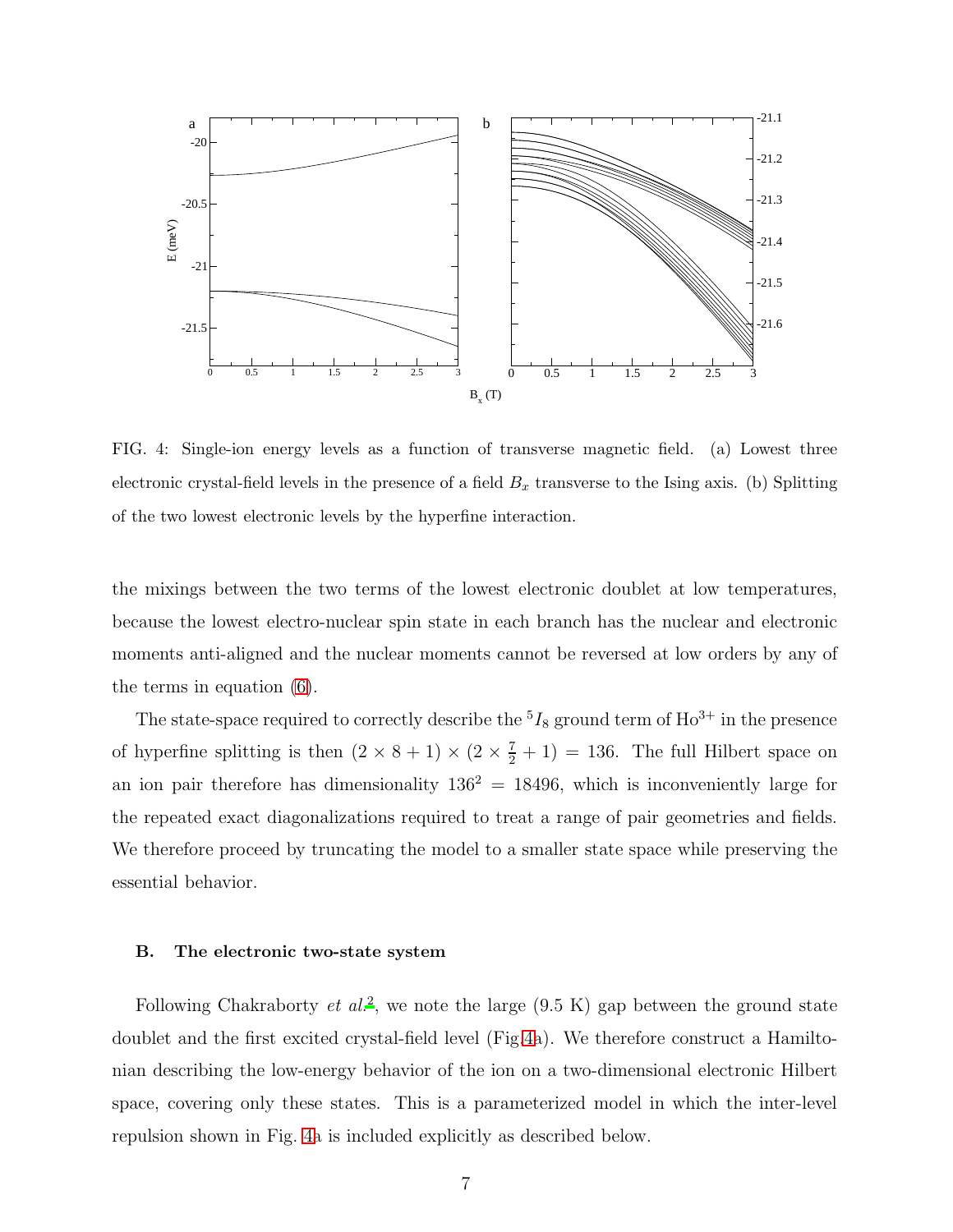a

-20

-20.5

-21

-21.5

E (meV)

0 0.5 1 1.5 2 2.5 3

b

-21.1

-21.2

-21.3

-21.4

-21.5

-21.6

0 0.5 1 1.5 2 2.5 3

$B_x$ (T)

FIG. 4: Single-ion energy levels as a function of transverse magnetic field. (a) Lowest three electronic crystal-field levels in the presence of a field $B_x$ transverse to the Ising axis. (b) Splitting of the two lowest electronic levels by the hyperfine interaction.

the mixings between the two terms of the lowest electronic doublet at low temperatures, because the lowest electro-nuclear spin state in each branch has the nuclear and electronic moments anti-aligned and the nuclear moments cannot be reversed at low orders by any of the terms in equation (6).

The state-space required to correctly describe the $^5I_8$ ground term of $Ho^{3+}$ in the presence of hyperfine splitting is then $(2 \times 8 + 1) \times (2 \times \frac{7}{2} + 1) = 136$. The full Hilbert space on an ion pair therefore has dimensionality $136^2 = 18496$, which is inconveniently large for the repeated exact diagonalizations required to treat a range of pair geometries and fields. We therefore proceed by truncating the model to a smaller state space while preserving the essential behavior.

### B. The electronic two-state system

Following Chakraborty *et al.*[2], we note the large (9.5 K) gap between the ground state doublet and the first excited crystal-field level (Fig.4a). We therefore construct a Hamiltonian describing the low-energy behavior of the ion on a two-dimensional electronic Hilbert space, covering only these states. This is a parameterized model in which the inter-level repulsion shown in Fig. 4a is included explicitly as described below.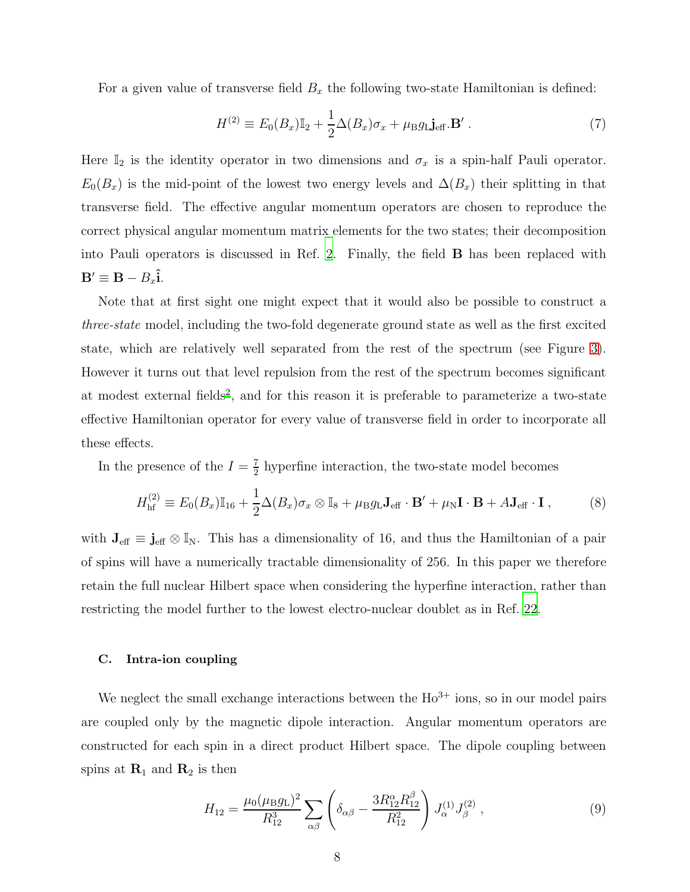For a given value of transverse field $B_x$ the following two-state Hamiltonian is defined:

$$H^{(2)} \equiv E_0(B_x)\mathbb{I}_2 + \frac{1}{2}\Delta(B_x)\sigma_x + \mu_\mathrm{B} g_\mathrm{L} \mathbf{j}_\mathrm{eff}.\mathbf{B}' \, . \tag{7}$$

Here $\mathbb{I}_2$ is the identity operator in two dimensions and $\sigma_x$ is a spin-half Pauli operator. $E_0(B_x)$ is the mid-point of the lowest two energy levels and $\Delta(B_x)$ their splitting in that transverse field. The effective angular momentum operators are chosen to reproduce the correct physical angular momentum matrix elements for the two states; their decomposition into Pauli operators is discussed in Ref. 2. Finally, the field $\mathbf{B}$ has been replaced with $\mathbf{B}' \equiv \mathbf{B} - B_x\hat{\mathbf{i}}$.

Note that at first sight one might expect that it would also be possible to construct a *three-state* model, including the two-fold degenerate ground state as well as the first excited state, which are relatively well separated from the rest of the spectrum (see Figure 3). However it turns out that level repulsion from the rest of the spectrum becomes significant at modest external fields[2], and for this reason it is preferable to parameterize a two-state effective Hamiltonian operator for every value of transverse field in order to incorporate all these effects.

In the presence of the $I = \frac{7}{2}$ hyperfine interaction, the two-state model becomes

$$H^{(2)}_\mathrm{hf} \equiv E_0(B_x)\mathbb{I}_{16} + \frac{1}{2}\Delta(B_x)\sigma_x \otimes \mathbb{I}_8 + \mu_\mathrm{B} g_\mathrm{L} \mathbf{J}_\mathrm{eff} \cdot \mathbf{B}' + \mu_\mathrm{N} \mathbf{I} \cdot \mathbf{B} + A \mathbf{J}_\mathrm{eff} \cdot \mathbf{I} \, , \tag{8}$$

with $\mathbf{J}_\mathrm{eff} \equiv \mathbf{j}_\mathrm{eff} \otimes \mathbb{I}_\mathrm{N}$. This has a dimensionality of 16, and thus the Hamiltonian of a pair of spins will have a numerically tractable dimensionality of 256. In this paper we therefore retain the full nuclear Hilbert space when considering the hyperfine interaction, rather than restricting the model further to the lowest electro-nuclear doublet as in Ref. 22.

### C. Intra-ion coupling

We neglect the small exchange interactions between the $Ho^{3+}$ ions, so in our model pairs are coupled only by the magnetic dipole interaction. Angular momentum operators are constructed for each spin in a direct product Hilbert space. The dipole coupling between spins at $\mathbf{R}_1$ and $\mathbf{R}_2$ is then

$$H_{12} = \frac{\mu_0(\mu_\mathrm{B} g_\mathrm{L})^2}{R_{12}^3} \sum_{\alpha\beta} \left( \delta_{\alpha\beta} - \frac{3R_{12}^\alpha R_{12}^\beta}{R_{12}^2} \right) J_\alpha^{(1)} J_\beta^{(2)} \, , \tag{9}$$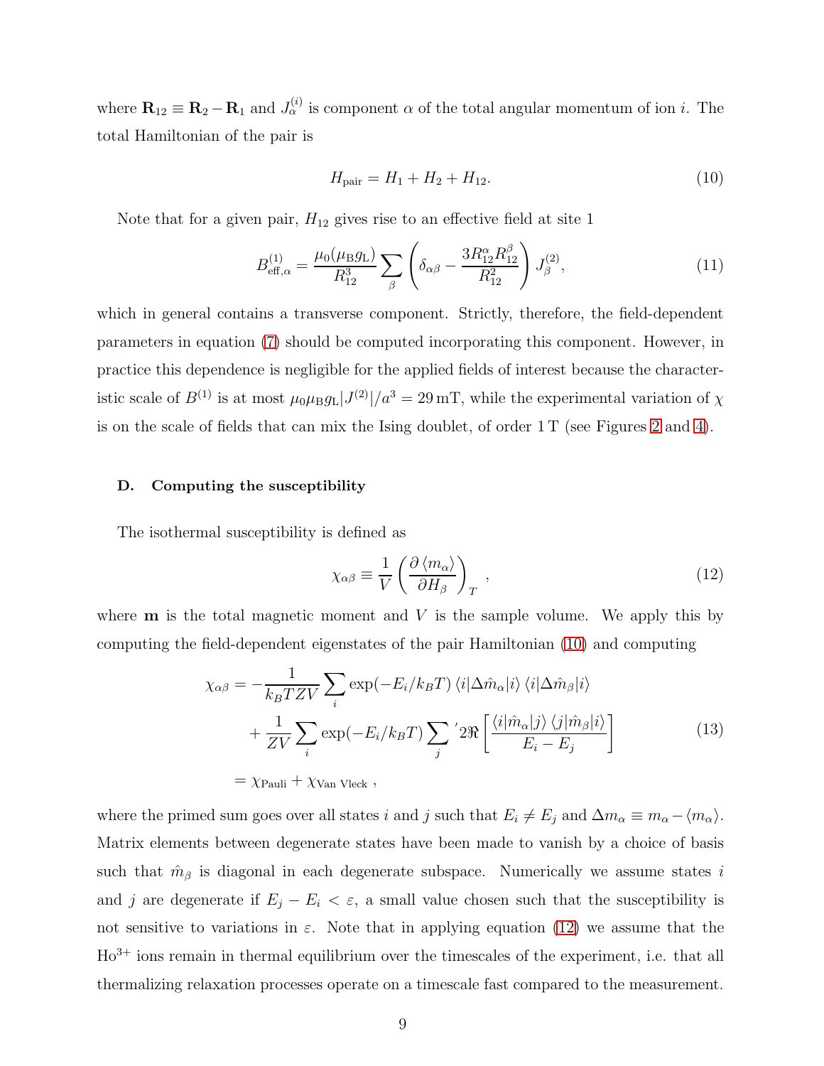where $\mathbf{R}_{12} \equiv \mathbf{R}_2 - \mathbf{R}_1$ and $J_\alpha^{(i)}$ is component $\alpha$ of the total angular momentum of ion $i$. The total Hamiltonian of the pair is

$$H_{\mathrm{pair}} = H_1 + H_2 + H_{12}. \tag{10}$$

Note that for a given pair, $H_{12}$ gives rise to an effective field at site 1

$$B_{\mathrm{eff},\alpha}^{(1)} = \frac{\mu_0(\mu_{\mathrm{B}} g_{\mathrm{L}})}{R_{12}^3} \sum_\beta \left( \delta_{\alpha\beta} - \frac{3R_{12}^\alpha R_{12}^\beta}{R_{12}^2} \right) J_\beta^{(2)}, \tag{11}$$

which in general contains a transverse component. Strictly, therefore, the field-dependent parameters in equation (7) should be computed incorporating this component. However, in practice this dependence is negligible for the applied fields of interest because the characteristic scale of $B^{(1)}$ is at most $\mu_0 \mu_{\mathrm{B}} g_{\mathrm{L}} |J^{(2)}|/a^3 = 29\,\mathrm{mT}$, while the experimental variation of $\chi$ is on the scale of fields that can mix the Ising doublet, of order 1 T (see Figures 2 and 4).

### D. Computing the susceptibility

The isothermal susceptibility is defined as

$$\chi_{\alpha\beta} \equiv \frac{1}{V} \left( \frac{\partial \langle m_\alpha \rangle}{\partial H_\beta} \right)_T , \tag{12}$$

where $\mathbf{m}$ is the total magnetic moment and $V$ is the sample volume. We apply this by computing the field-dependent eigenstates of the pair Hamiltonian (10) and computing

$$\begin{aligned} \chi_{\alpha\beta} &= -\frac{1}{k_B T Z V} \sum_i \exp(-E_i/k_B T) \langle i|\Delta\hat{m}_\alpha|i\rangle \langle i|\Delta\hat{m}_\beta|i\rangle \\ &\quad + \frac{1}{ZV} \sum_i \exp(-E_i/k_B T) \sum_j{}' \, 2\Re \left[ \frac{\langle i|\hat{m}_\alpha|j\rangle \langle j|\hat{m}_\beta|i\rangle}{E_i - E_j} \right] \\ &= \chi_{\mathrm{Pauli}} + \chi_{\mathrm{Van\ Vleck}} , \end{aligned} \tag{13}$$

where the primed sum goes over all states $i$ and $j$ such that $E_i \neq E_j$ and $\Delta m_\alpha \equiv m_\alpha - \langle m_\alpha \rangle$. Matrix elements between degenerate states have been made to vanish by a choice of basis such that $\hat{m}_\beta$ is diagonal in each degenerate subspace. Numerically we assume states $i$ and $j$ are degenerate if $E_j - E_i < \varepsilon$, a small value chosen such that the susceptibility is not sensitive to variations in $\varepsilon$. Note that in applying equation (12) we assume that the $Ho^{3+}$ ions remain in thermal equilibrium over the timescales of the experiment, i.e. that all thermalizing relaxation processes operate on a timescale fast compared to the measurement.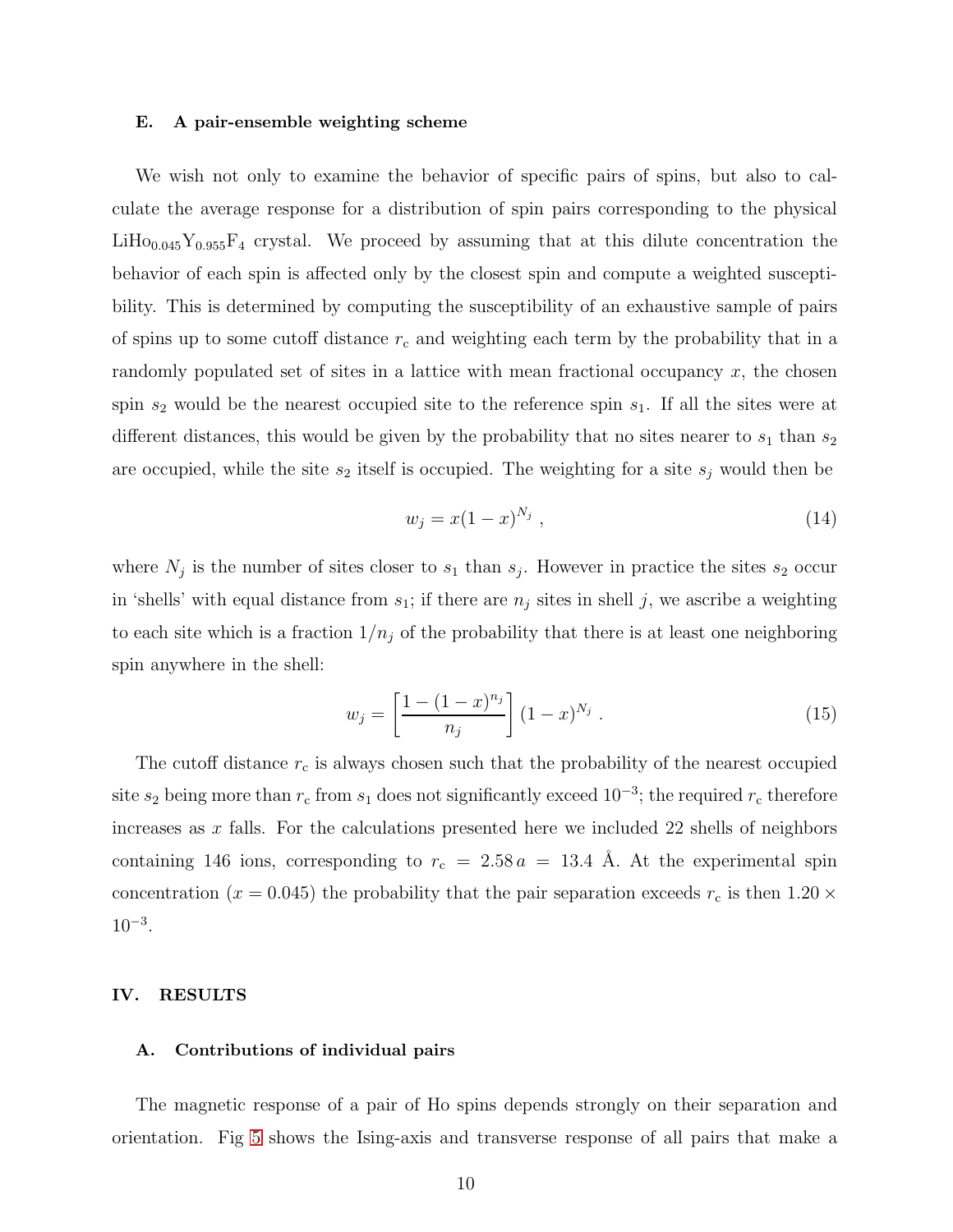### E. A pair-ensemble weighting scheme

We wish not only to examine the behavior of specific pairs of spins, but also to calculate the average response for a distribution of spin pairs corresponding to the physical $LiHo_{0.045}Y_{0.955}F_4$ crystal. We proceed by assuming that at this dilute concentration the behavior of each spin is affected only by the closest spin and compute a weighted susceptibility. This is determined by computing the susceptibility of an exhaustive sample of pairs of spins up to some cutoff distance $r_c$ and weighting each term by the probability that in a randomly populated set of sites in a lattice with mean fractional occupancy $x$, the chosen spin $s_2$ would be the nearest occupied site to the reference spin $s_1$. If all the sites were at different distances, this would be given by the probability that no sites nearer to $s_1$ than $s_2$ are occupied, while the site $s_2$ itself is occupied. The weighting for a site $s_j$ would then be

$$w_j = x(1-x)^{N_j} \; , \tag{14}$$

where $N_j$ is the number of sites closer to $s_1$ than $s_j$. However in practice the sites $s_2$ occur in 'shells' with equal distance from $s_1$; if there are $n_j$ sites in shell $j$, we ascribe a weighting to each site which is a fraction $1/n_j$ of the probability that there is at least one neighboring spin anywhere in the shell:

$$w_j = \left[\frac{1-(1-x)^{n_j}}{n_j}\right](1-x)^{N_j} \; . \tag{15}$$

The cutoff distance $r_c$ is always chosen such that the probability of the nearest occupied site $s_2$ being more than $r_c$ from $s_1$ does not significantly exceed $10^{-3}$; the required $r_c$ therefore increases as $x$ falls. For the calculations presented here we included 22 shells of neighbors containing 146 ions, corresponding to $r_c = 2.58\,a = 13.4$ Å. At the experimental spin concentration ($x = 0.045$) the probability that the pair separation exceeds $r_c$ is then $1.20 \times 10^{-3}$.

## IV. RESULTS

### A. Contributions of individual pairs

The magnetic response of a pair of Ho spins depends strongly on their separation and orientation. Fig 5 shows the Ising-axis and transverse response of all pairs that make a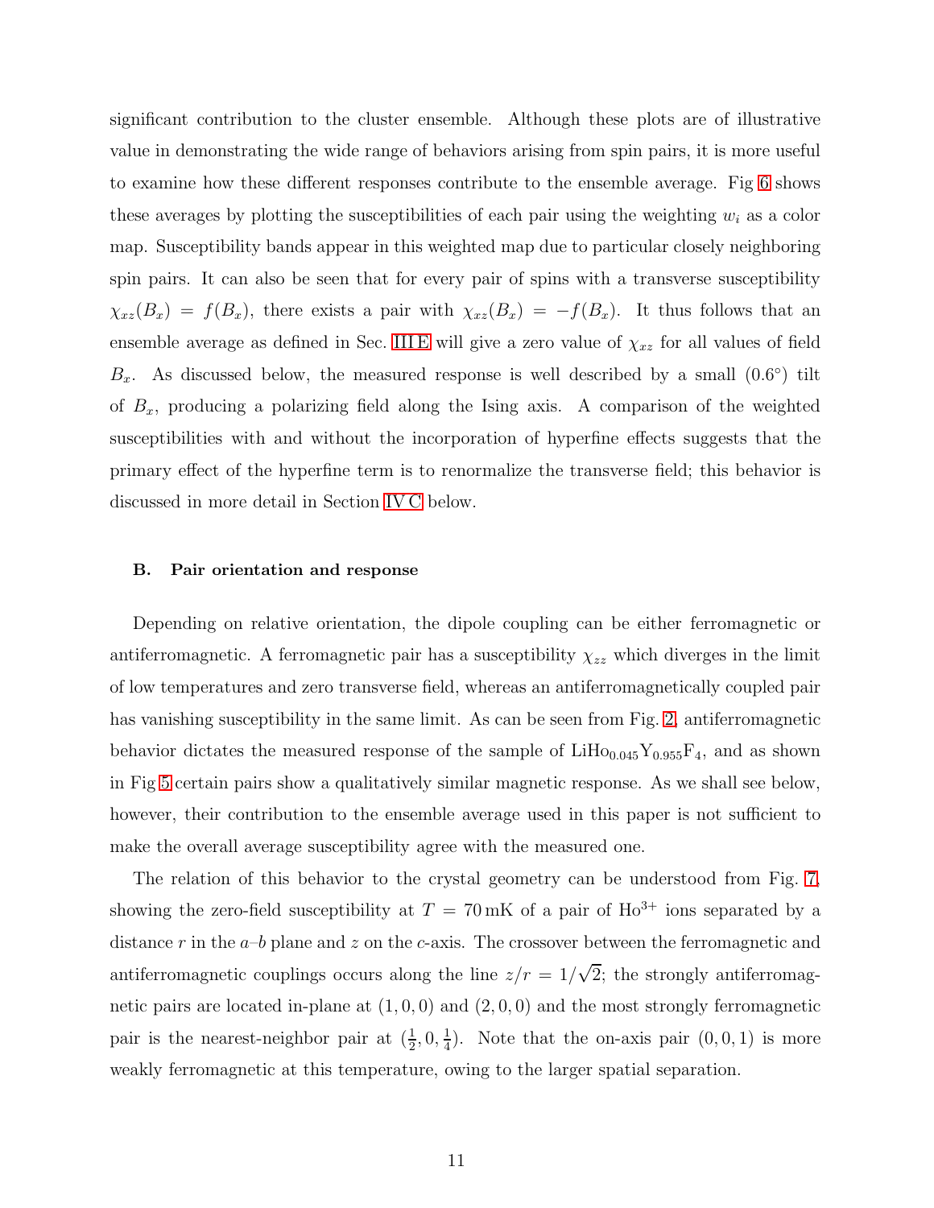significant contribution to the cluster ensemble. Although these plots are of illustrative value in demonstrating the wide range of behaviors arising from spin pairs, it is more useful to examine how these different responses contribute to the ensemble average. Fig 6 shows these averages by plotting the susceptibilities of each pair using the weighting $w_i$ as a color map. Susceptibility bands appear in this weighted map due to particular closely neighboring spin pairs. It can also be seen that for every pair of spins with a transverse susceptibility $\chi_{xz}(B_x) = f(B_x)$, there exists a pair with $\chi_{xz}(B_x) = -f(B_x)$. It thus follows that an ensemble average as defined in Sec. III E will give a zero value of $\chi_{xz}$ for all values of field $B_x$. As discussed below, the measured response is well described by a small ($0.6°$) tilt of $B_x$, producing a polarizing field along the Ising axis. A comparison of the weighted susceptibilities with and without the incorporation of hyperfine effects suggests that the primary effect of the hyperfine term is to renormalize the transverse field; this behavior is discussed in more detail in Section IV C below.

### B. Pair orientation and response

Depending on relative orientation, the dipole coupling can be either ferromagnetic or antiferromagnetic. A ferromagnetic pair has a susceptibility $\chi_{zz}$ which diverges in the limit of low temperatures and zero transverse field, whereas an antiferromagnetically coupled pair has vanishing susceptibility in the same limit. As can be seen from Fig. 2, antiferromagnetic behavior dictates the measured response of the sample of $\mathrm{LiHo_{0.045}Y_{0.955}F_4}$, and as shown in Fig 5 certain pairs show a qualitatively similar magnetic response. As we shall see below, however, their contribution to the ensemble average used in this paper is not sufficient to make the overall average susceptibility agree with the measured one.

The relation of this behavior to the crystal geometry can be understood from Fig. 7, showing the zero-field susceptibility at $T = 70\,\mathrm{mK}$ of a pair of $\mathrm{Ho^{3+}}$ ions separated by a distance $r$ in the $a$–$b$ plane and $z$ on the $c$-axis. The crossover between the ferromagnetic and antiferromagnetic couplings occurs along the line $z/r = 1/\sqrt{2}$; the strongly antiferromagnetic pairs are located in-plane at $(1, 0, 0)$ and $(2, 0, 0)$ and the most strongly ferromagnetic pair is the nearest-neighbor pair at $(\frac{1}{2}, 0, \frac{1}{4})$. Note that the on-axis pair $(0, 0, 1)$ is more weakly ferromagnetic at this temperature, owing to the larger spatial separation.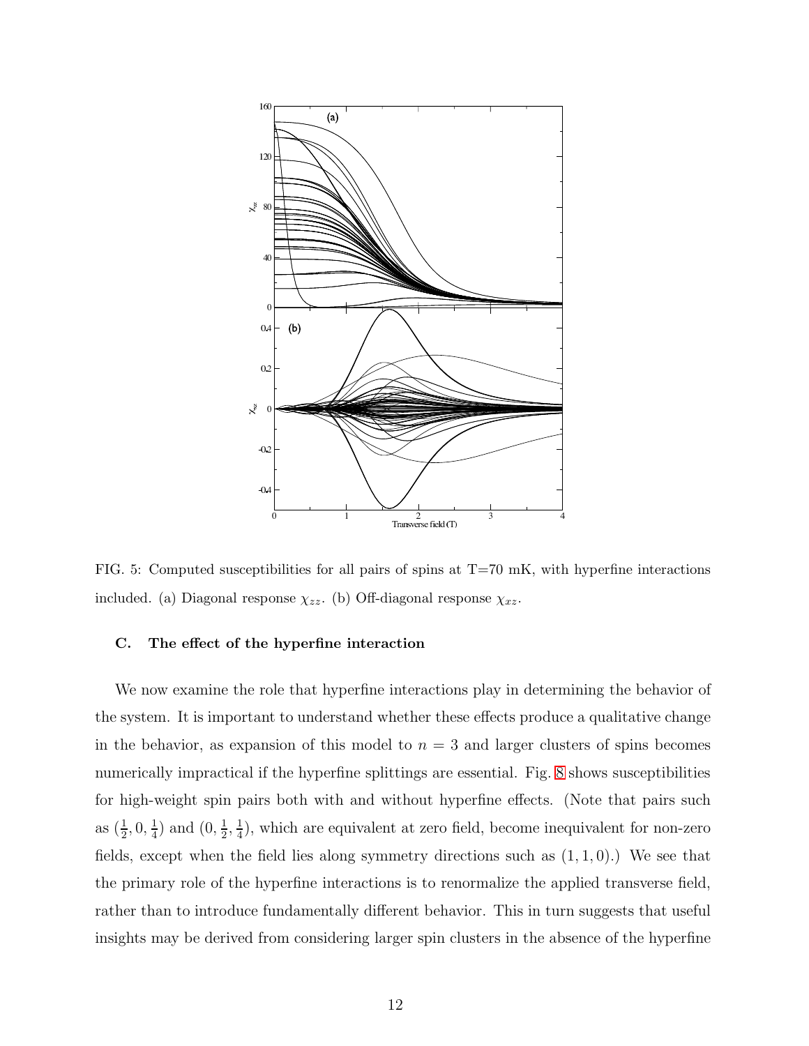(a)

160

120

$\chi_{zz}$ 80

40

0

(b)

0.4

0.2

$\chi_{xz}$ 0

-0.2

-0.4

0 1 2 3 4

Transverse field (T)

FIG. 5: Computed susceptibilities for all pairs of spins at T=70 mK, with hyperfine interactions included. (a) Diagonal response $\chi_{zz}$. (b) Off-diagonal response $\chi_{xz}$.

### C. The effect of the hyperfine interaction

We now examine the role that hyperfine interactions play in determining the behavior of the system. It is important to understand whether these effects produce a qualitative change in the behavior, as expansion of this model to $n = 3$ and larger clusters of spins becomes numerically impractical if the hyperfine splittings are essential. Fig. 8 shows susceptibilities for high-weight spin pairs both with and without hyperfine effects. (Note that pairs such as $(\frac{1}{2}, 0, \frac{1}{4})$ and $(0, \frac{1}{2}, \frac{1}{4})$, which are equivalent at zero field, become inequivalent for non-zero fields, except when the field lies along symmetry directions such as $(1, 1, 0)$.) We see that the primary role of the hyperfine interactions is to renormalize the applied transverse field, rather than to introduce fundamentally different behavior. This in turn suggests that useful insights may be derived from considering larger spin clusters in the absence of the hyperfine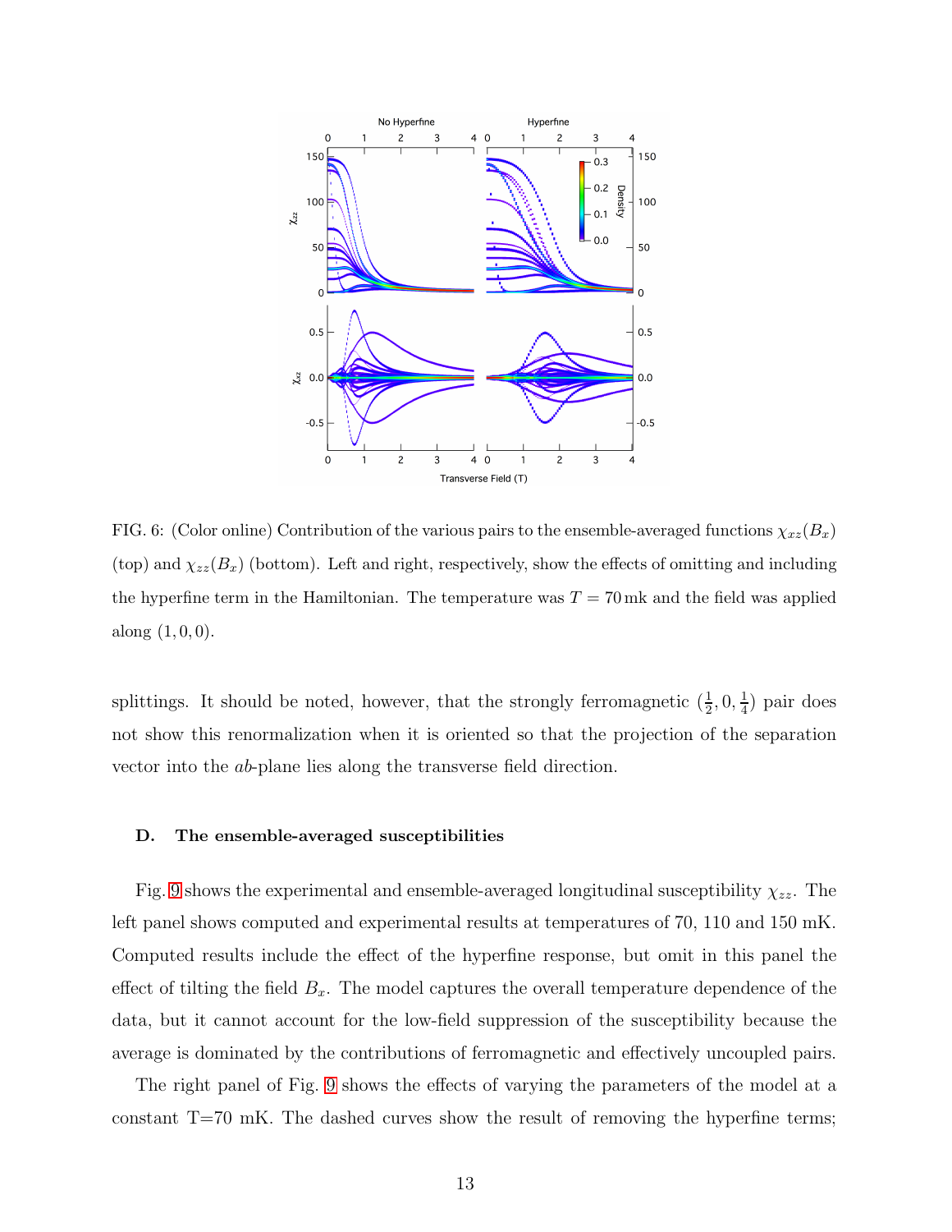No Hyperfine

Hyperfine

$\chi_{zz}$

$\chi_{xz}$

Density

0.3
0.2
0.1
0.0

150
100
50
0

0.5
0.0
-0.5

0 1 2 3 4

Transverse Field (T)

FIG. 6: (Color online) Contribution of the various pairs to the ensemble-averaged functions $\chi_{xz}(B_x)$ (top) and $\chi_{zz}(B_x)$ (bottom). Left and right, respectively, show the effects of omitting and including the hyperfine term in the Hamiltonian. The temperature was $T = 70\,\mathrm{mk}$ and the field was applied along $(1, 0, 0)$.

splittings. It should be noted, however, that the strongly ferromagnetic $(\frac{1}{2}, 0, \frac{1}{4})$ pair does not show this renormalization when it is oriented so that the projection of the separation vector into the *ab*-plane lies along the transverse field direction.

### D. The ensemble-averaged susceptibilities

Fig. 9 shows the experimental and ensemble-averaged longitudinal susceptibility $\chi_{zz}$. The left panel shows computed and experimental results at temperatures of 70, 110 and 150 mK. Computed results include the effect of the hyperfine response, but omit in this panel the effect of tilting the field $B_x$. The model captures the overall temperature dependence of the data, but it cannot account for the low-field suppression of the susceptibility because the average is dominated by the contributions of ferromagnetic and effectively uncoupled pairs.

The right panel of Fig. 9 shows the effects of varying the parameters of the model at a constant T=70 mK. The dashed curves show the result of removing the hyperfine terms;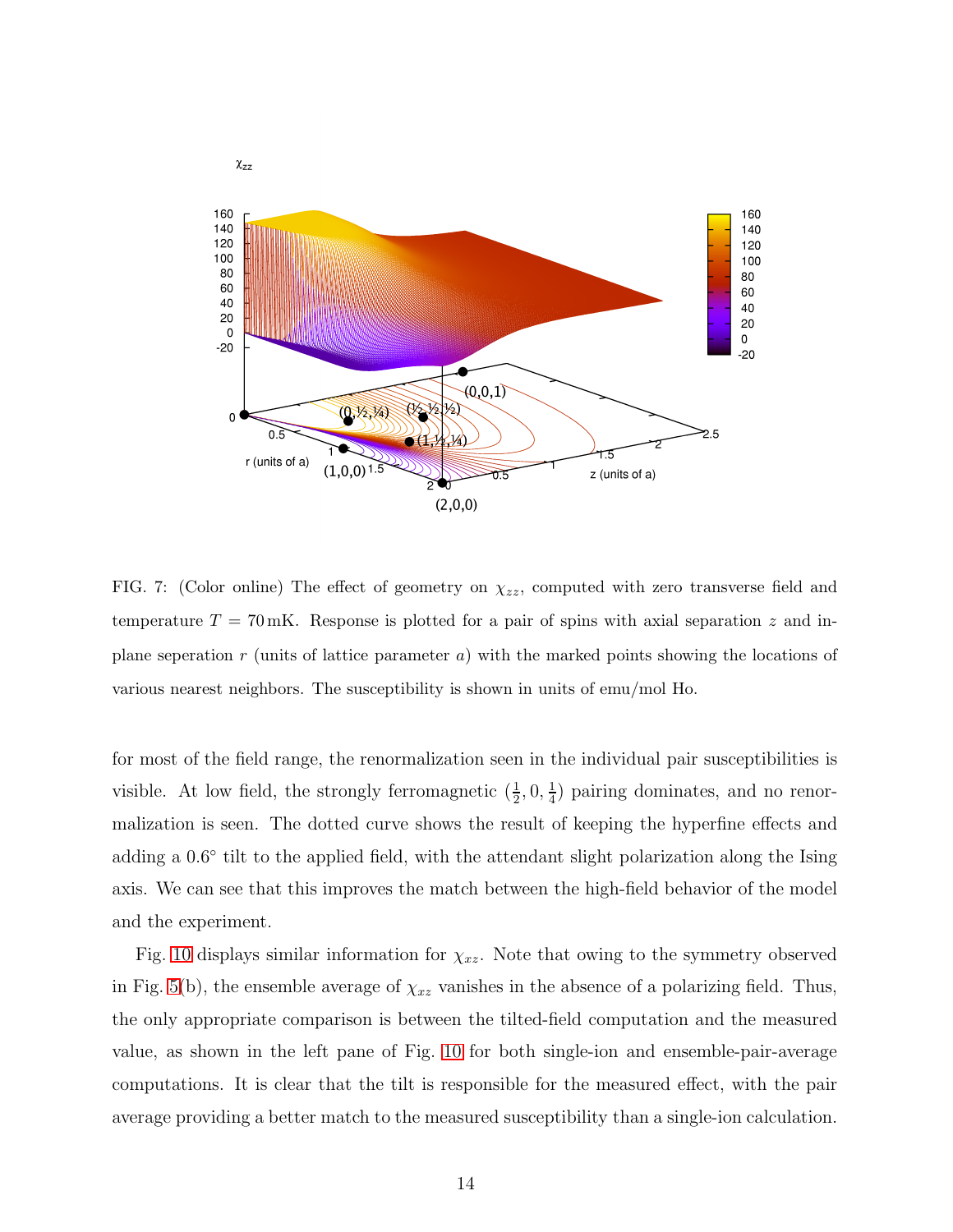$\chi_{zz}$

160
140
120
100
80
60
40
20
0
-20

160
140
120
100
80
60
40
20
0
-20

0
0.5
1
1.5
2
r (units of a)

0
0.5
1
1.5
2
2.5
z (units of a)

(0,0,1)
(0,½,¼)
(½,½,½)
(1,½,¼)
(1,0,0)
(2,0,0)

FIG. 7: (Color online) The effect of geometry on $\chi_{zz}$, computed with zero transverse field and temperature $T = 70\,\mathrm{mK}$. Response is plotted for a pair of spins with axial separation $z$ and in-plane seperation $r$ (units of lattice parameter $a$) with the marked points showing the locations of various nearest neighbors. The susceptibility is shown in units of emu/mol Ho.

for most of the field range, the renormalization seen in the individual pair susceptibilities is visible. At low field, the strongly ferromagnetic $(\frac{1}{2}, 0, \frac{1}{4})$ pairing dominates, and no renormalization is seen. The dotted curve shows the result of keeping the hyperfine effects and adding a $0.6°$ tilt to the applied field, with the attendant slight polarization along the Ising axis. We can see that this improves the match between the high-field behavior of the model and the experiment.

Fig. 10 displays similar information for $\chi_{xz}$. Note that owing to the symmetry observed in Fig. 5(b), the ensemble average of $\chi_{xz}$ vanishes in the absence of a polarizing field. Thus, the only appropriate comparison is between the tilted-field computation and the measured value, as shown in the left pane of Fig. 10 for both single-ion and ensemble-pair-average computations. It is clear that the tilt is responsible for the measured effect, with the pair average providing a better match to the measured susceptibility than a single-ion calculation.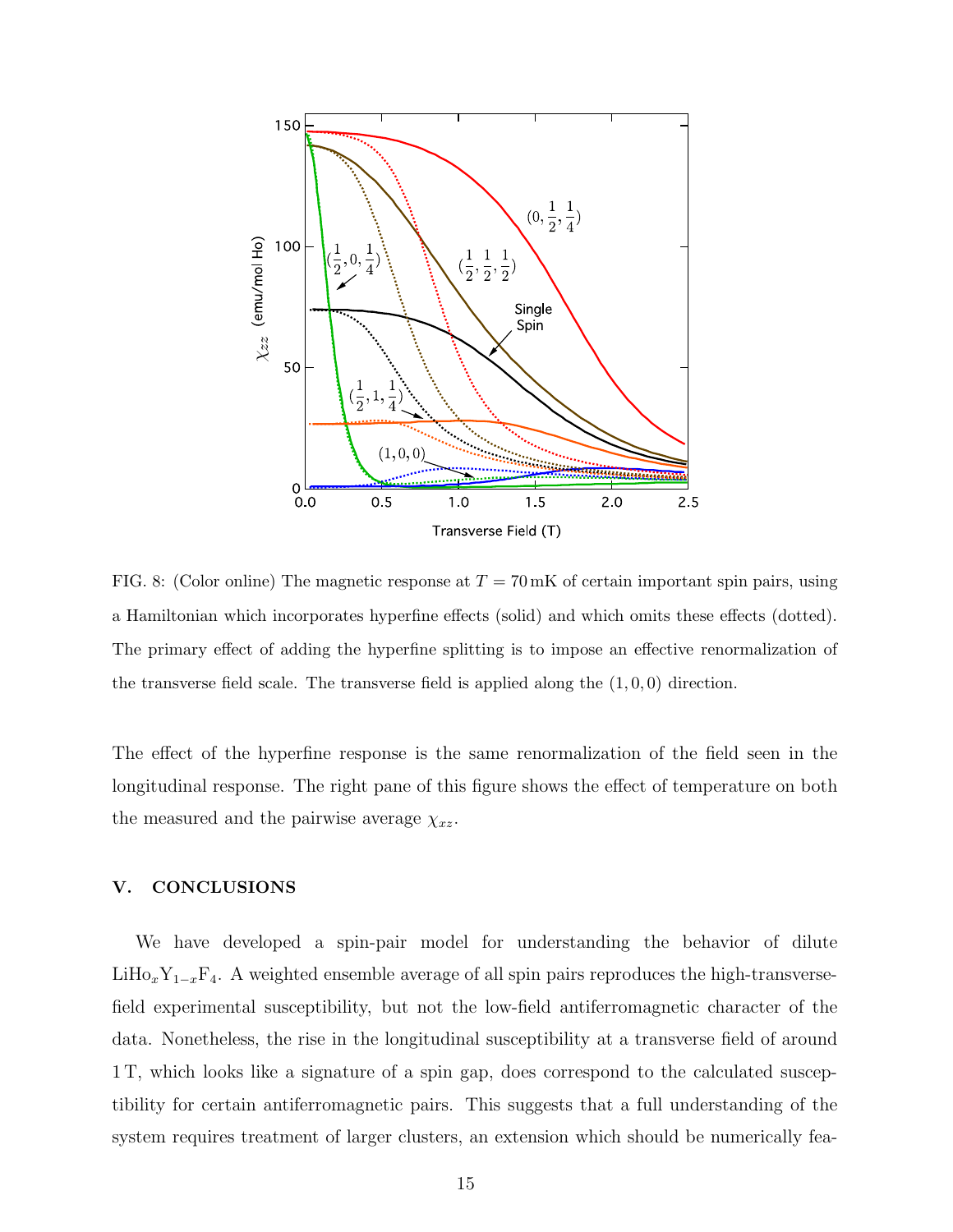150

100

50

0

0.0 0.5 1.0 1.5 2.0 2.5

$\chi_{zz}$ (emu/mol Ho)

Transverse Field (T)

$(0,\frac{1}{2},\frac{1}{4})$

$(\frac{1}{2},0,\frac{1}{4})$

$(\frac{1}{2},\frac{1}{2},\frac{1}{2})$

Single Spin

$(\frac{1}{2},1,\frac{1}{4})$

$(1,0,0)$

FIG. 8: (Color online) The magnetic response at $T = 70\,\mathrm{mK}$ of certain important spin pairs, using a Hamiltonian which incorporates hyperfine effects (solid) and which omits these effects (dotted). The primary effect of adding the hyperfine splitting is to impose an effective renormalization of the transverse field scale. The transverse field is applied along the $(1,0,0)$ direction.

The effect of the hyperfine response is the same renormalization of the field seen in the longitudinal response. The right pane of this figure shows the effect of temperature on both the measured and the pairwise average $\chi_{xz}$.

## V. CONCLUSIONS

We have developed a spin-pair model for understanding the behavior of dilute $\mathrm{LiHo}_x\mathrm{Y}_{1-x}\mathrm{F}_4$. A weighted ensemble average of all spin pairs reproduces the high-transverse-field experimental susceptibility, but not the low-field antiferromagnetic character of the data. Nonetheless, the rise in the longitudinal susceptibility at a transverse field of around 1 T, which looks like a signature of a spin gap, does correspond to the calculated susceptibility for certain antiferromagnetic pairs. This suggests that a full understanding of the system requires treatment of larger clusters, an extension which should be numerically fea-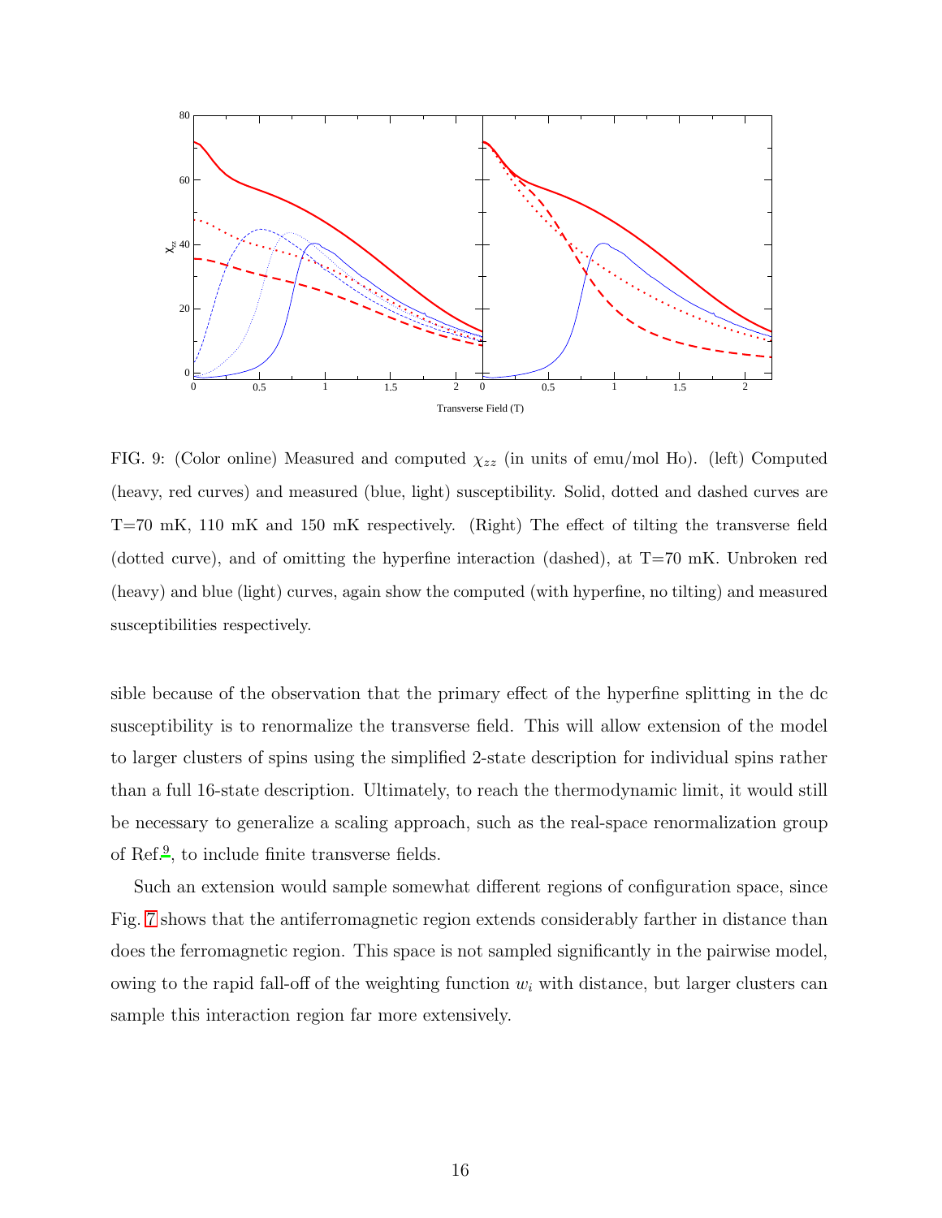80

60

40

20

0

$\chi_{zz}$

0 0.5 1 1.5 2

0 0.5 1 1.5 2

Transverse Field (T)

FIG. 9: (Color online) Measured and computed $\chi_{zz}$ (in units of emu/mol Ho). (left) Computed (heavy, red curves) and measured (blue, light) susceptibility. Solid, dotted and dashed curves are T=70 mK, 110 mK and 150 mK respectively. (Right) The effect of tilting the transverse field (dotted curve), and of omitting the hyperfine interaction (dashed), at T=70 mK. Unbroken red (heavy) and blue (light) curves, again show the computed (with hyperfine, no tilting) and measured susceptibilities respectively.

sible because of the observation that the primary effect of the hyperfine splitting in the dc susceptibility is to renormalize the transverse field. This will allow extension of the model to larger clusters of spins using the simplified 2-state description for individual spins rather than a full 16-state description. Ultimately, to reach the thermodynamic limit, it would still be necessary to generalize a scaling approach, such as the real-space renormalization group of Ref.[9], to include finite transverse fields.

Such an extension would sample somewhat different regions of configuration space, since Fig. 7 shows that the antiferromagnetic region extends considerably farther in distance than does the ferromagnetic region. This space is not sampled significantly in the pairwise model, owing to the rapid fall-off of the weighting function $w_i$ with distance, but larger clusters can sample this interaction region far more extensively.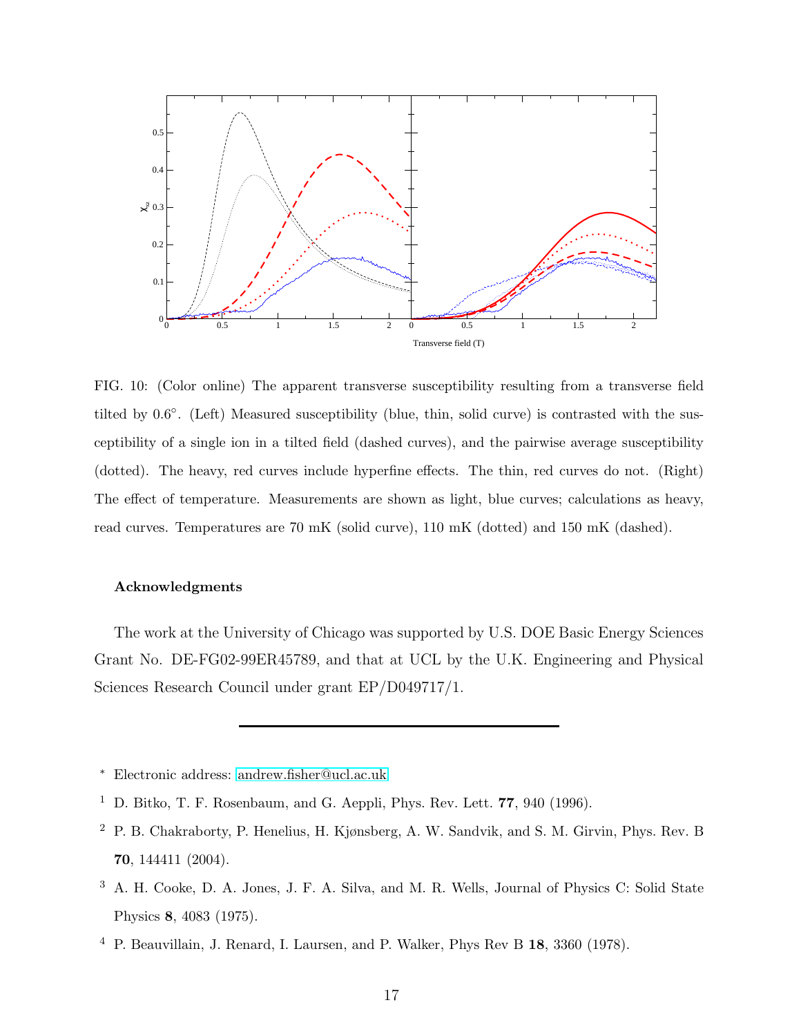FIG. 10: (Color online) The apparent transverse susceptibility resulting from a transverse field tilted by 0.6°. (Left) Measured susceptibility (blue, thin, solid curve) is contrasted with the susceptibility of a single ion in a tilted field (dashed curves), and the pairwise average susceptibility (dotted). The heavy, red curves include hyperfine effects. The thin, red curves do not. (Right) The effect of temperature. Measurements are shown as light, blue curves; calculations as heavy, read curves. Temperatures are 70 mK (solid curve), 110 mK (dotted) and 150 mK (dashed).

### Acknowledgments

The work at the University of Chicago was supported by U.S. DOE Basic Energy Sciences Grant No. DE-FG02-99ER45789, and that at UCL by the U.K. Engineering and Physical Sciences Research Council under grant EP/D049717/1.

---

[*] Electronic address: andrew.fisher@ucl.ac.uk

[1] D. Bitko, T. F. Rosenbaum, and G. Aeppli, Phys. Rev. Lett. **77**, 940 (1996).

[2] P. B. Chakraborty, P. Henelius, H. Kjønsberg, A. W. Sandvik, and S. M. Girvin, Phys. Rev. B **70**, 144411 (2004).

[3] A. H. Cooke, D. A. Jones, J. F. A. Silva, and M. R. Wells, Journal of Physics C: Solid State Physics **8**, 4083 (1975).

[4] P. Beauvillain, J. Renard, I. Laursen, and P. Walker, Phys Rev B **18**, 3360 (1978).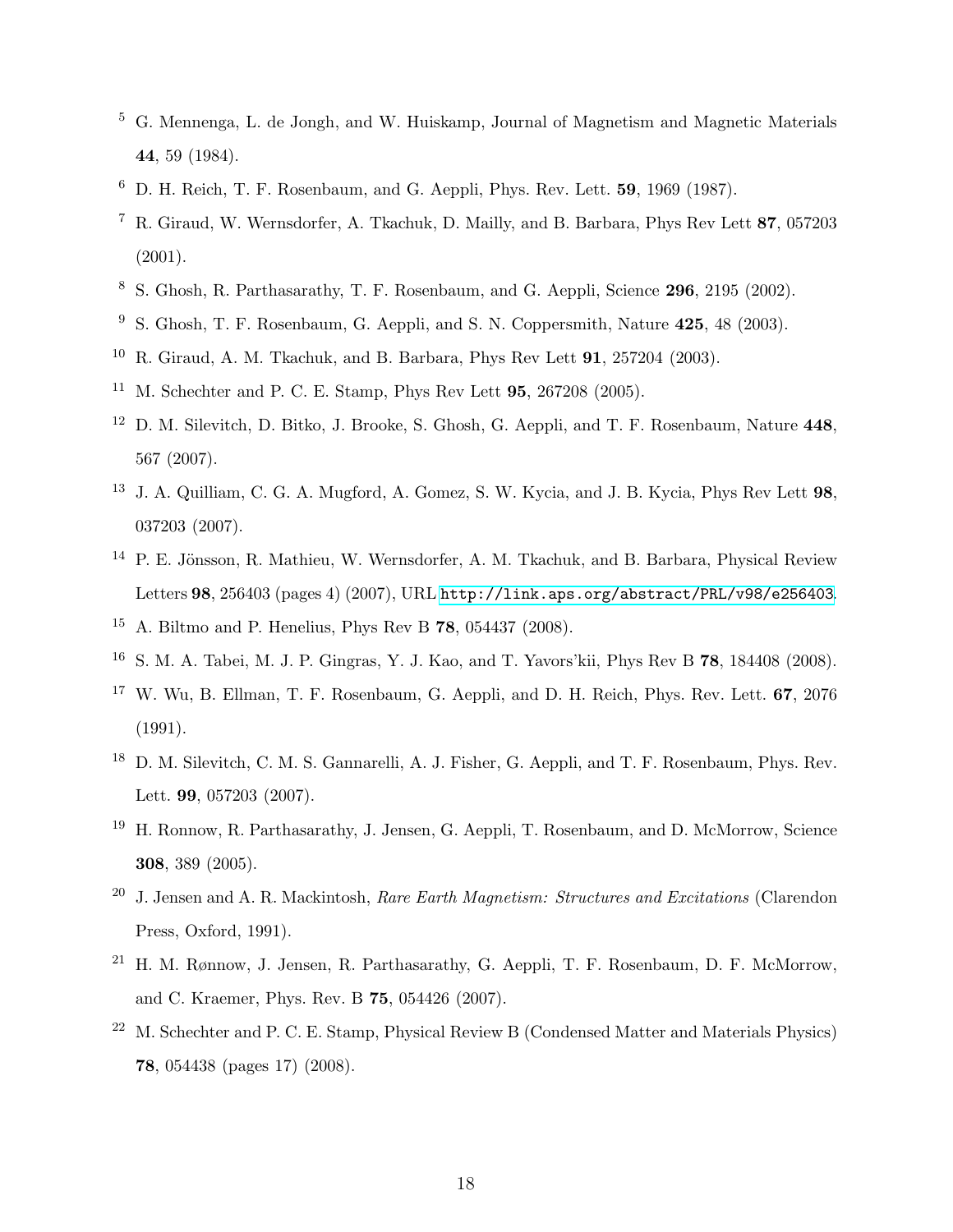[5] G. Mennenga, L. de Jongh, and W. Huiskamp, Journal of Magnetism and Magnetic Materials **44**, 59 (1984).

[6] D. H. Reich, T. F. Rosenbaum, and G. Aeppli, Phys. Rev. Lett. **59**, 1969 (1987).

[7] R. Giraud, W. Wernsdorfer, A. Tkachuk, D. Mailly, and B. Barbara, Phys Rev Lett **87**, 057203 (2001).

[8] S. Ghosh, R. Parthasarathy, T. F. Rosenbaum, and G. Aeppli, Science **296**, 2195 (2002).

[9] S. Ghosh, T. F. Rosenbaum, G. Aeppli, and S. N. Coppersmith, Nature **425**, 48 (2003).

[10] R. Giraud, A. M. Tkachuk, and B. Barbara, Phys Rev Lett **91**, 257204 (2003).

[11] M. Schechter and P. C. E. Stamp, Phys Rev Lett **95**, 267208 (2005).

[12] D. M. Silevitch, D. Bitko, J. Brooke, S. Ghosh, G. Aeppli, and T. F. Rosenbaum, Nature **448**, 567 (2007).

[13] J. A. Quilliam, C. G. A. Mugford, A. Gomez, S. W. Kycia, and J. B. Kycia, Phys Rev Lett **98**, 037203 (2007).

[14] P. E. Jönsson, R. Mathieu, W. Wernsdorfer, A. M. Tkachuk, and B. Barbara, Physical Review Letters **98**, 256403 (pages 4) (2007), URL http://link.aps.org/abstract/PRL/v98/e256403.

[15] A. Biltmo and P. Henelius, Phys Rev B **78**, 054437 (2008).

[16] S. M. A. Tabei, M. J. P. Gingras, Y. J. Kao, and T. Yavors'kii, Phys Rev B **78**, 184408 (2008).

[17] W. Wu, B. Ellman, T. F. Rosenbaum, G. Aeppli, and D. H. Reich, Phys. Rev. Lett. **67**, 2076 (1991).

[18] D. M. Silevitch, C. M. S. Gannarelli, A. J. Fisher, G. Aeppli, and T. F. Rosenbaum, Phys. Rev. Lett. **99**, 057203 (2007).

[19] H. Ronnow, R. Parthasarathy, J. Jensen, G. Aeppli, T. Rosenbaum, and D. McMorrow, Science **308**, 389 (2005).

[20] J. Jensen and A. R. Mackintosh, *Rare Earth Magnetism: Structures and Excitations* (Clarendon Press, Oxford, 1991).

[21] H. M. Rønnow, J. Jensen, R. Parthasarathy, G. Aeppli, T. F. Rosenbaum, D. F. McMorrow, and C. Kraemer, Phys. Rev. B **75**, 054426 (2007).

[22] M. Schechter and P. C. E. Stamp, Physical Review B (Condensed Matter and Materials Physics) **78**, 054438 (pages 17) (2008).